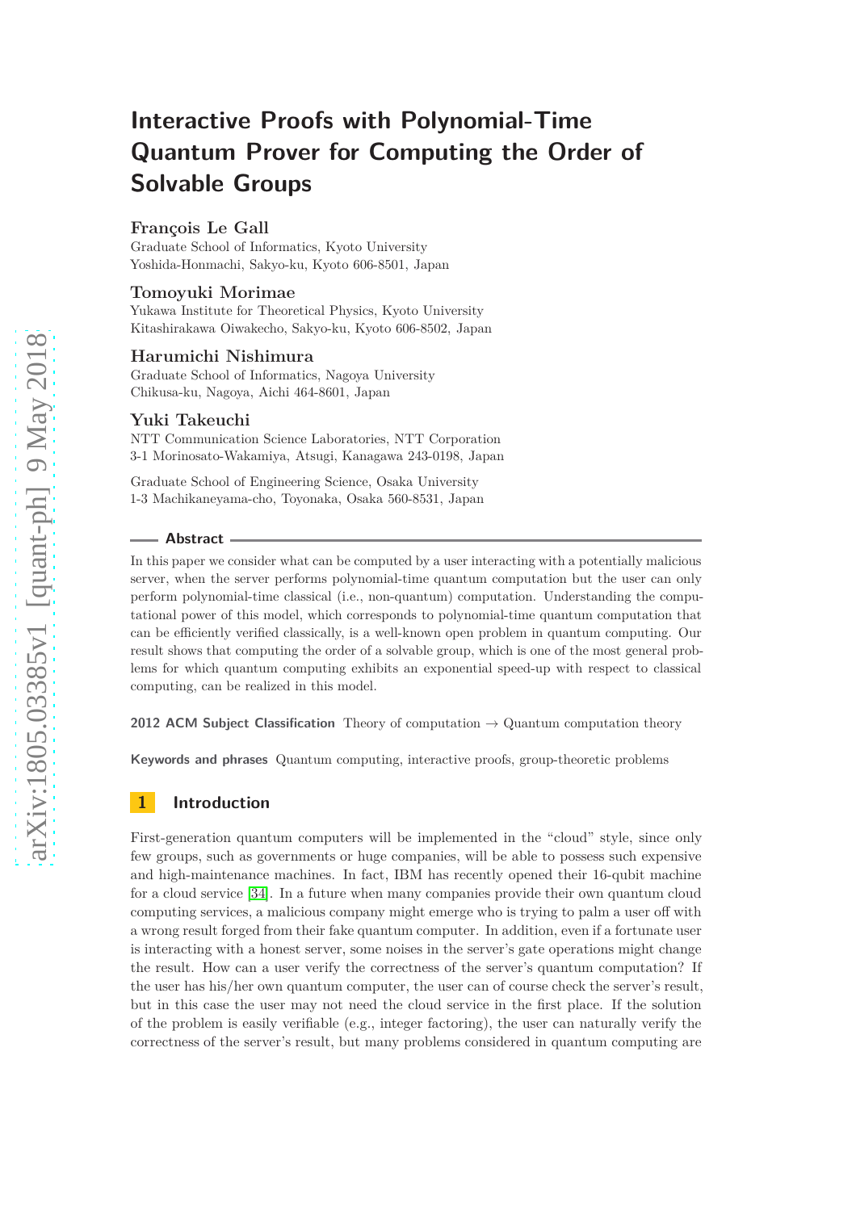# Interactive Proofs with Polynomial-Time Quantum Prover for Computing the Order of Solvable Groups

**François Le Gall**
Graduate School of Informatics, Kyoto University
Yoshida-Honmachi, Sakyo-ku, Kyoto 606-8501, Japan

**Tomoyuki Morimae**
Yukawa Institute for Theoretical Physics, Kyoto University
Kitashirakawa Oiwakecho, Sakyo-ku, Kyoto 606-8502, Japan

**Harumichi Nishimura**
Graduate School of Informatics, Nagoya University
Chikusa-ku, Nagoya, Aichi 464-8601, Japan

**Yuki Takeuchi**
NTT Communication Science Laboratories, NTT Corporation
3-1 Morinosato-Wakamiya, Atsugi, Kanagawa 243-0198, Japan

Graduate School of Engineering Science, Osaka University
1-3 Machikaneyama-cho, Toyonaka, Osaka 560-8531, Japan

## Abstract

In this paper we consider what can be computed by a user interacting with a potentially malicious server, when the server performs polynomial-time quantum computation but the user can only perform polynomial-time classical (i.e., non-quantum) computation. Understanding the computational power of this model, which corresponds to polynomial-time quantum computation that can be efficiently verified classically, is a well-known open problem in quantum computing. Our result shows that computing the order of a solvable group, which is one of the most general problems for which quantum computing exhibits an exponential speed-up with respect to classical computing, can be realized in this model.

**2012 ACM Subject Classification** Theory of computation → Quantum computation theory

**Keywords and phrases** Quantum computing, interactive proofs, group-theoretic problems

## 1 Introduction

First-generation quantum computers will be implemented in the "cloud" style, since only few groups, such as governments or huge companies, will be able to possess such expensive and high-maintenance machines. In fact, IBM has recently opened their 16-qubit machine for a cloud service [34]. In a future when many companies provide their own quantum cloud computing services, a malicious company might emerge who is trying to palm a user off with a wrong result forged from their fake quantum computer. In addition, even if a fortunate user is interacting with a honest server, some noises in the server's gate operations might change the result. How can a user verify the correctness of the server's quantum computation? If the user has his/her own quantum computer, the user can of course check the server's result, but in this case the user may not need the cloud service in the first place. If the solution of the problem is easily verifiable (e.g., integer factoring), the user can naturally verify the correctness of the server's result, but many problems considered in quantum computing are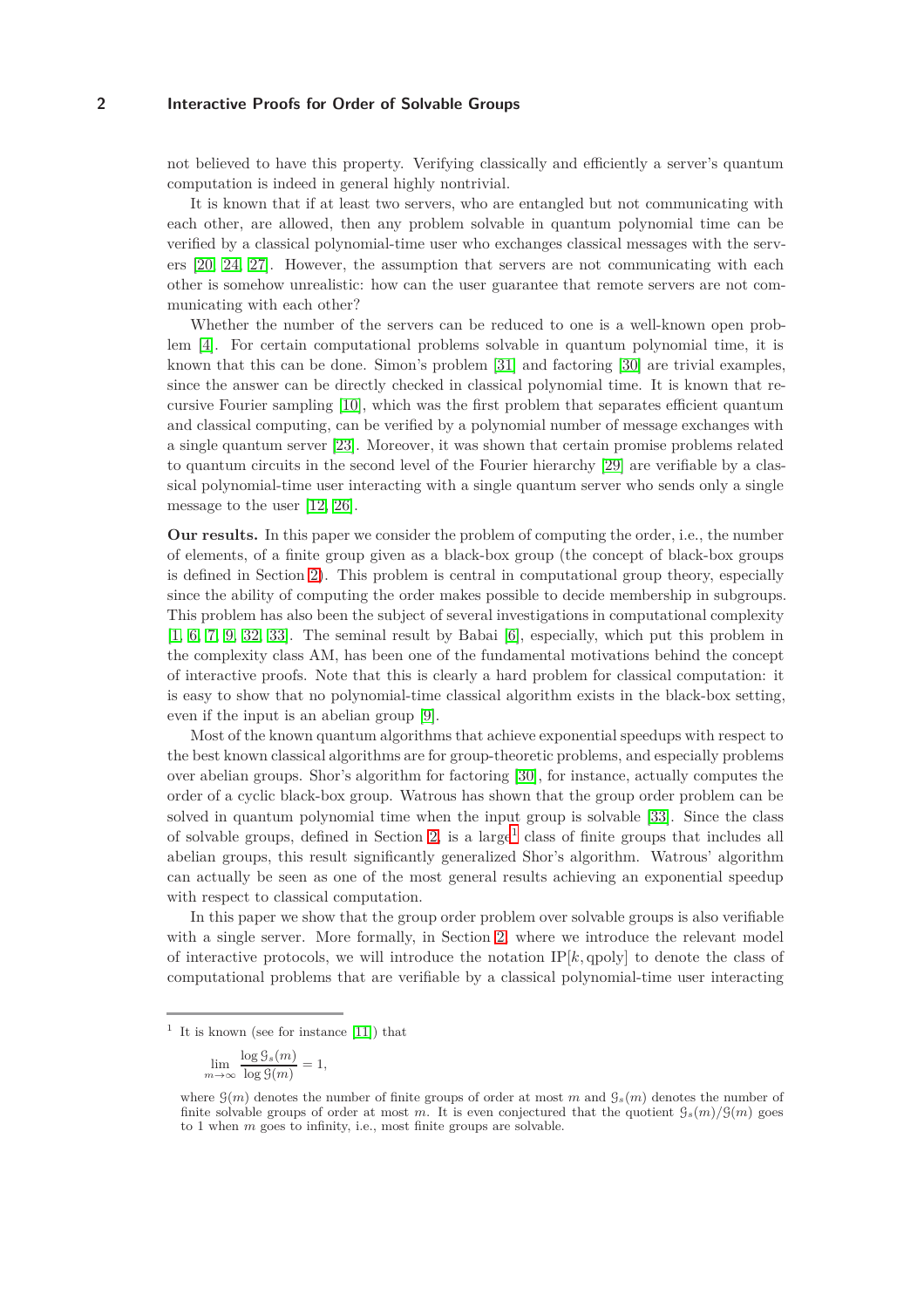not believed to have this property. Verifying classically and efficiently a server's quantum computation is indeed in general highly nontrivial.

It is known that if at least two servers, who are entangled but not communicating with each other, are allowed, then any problem solvable in quantum polynomial time can be verified by a classical polynomial-time user who exchanges classical messages with the servers [20, 24, 27]. However, the assumption that servers are not communicating with each other is somehow unrealistic: how can the user guarantee that remote servers are not communicating with each other?

Whether the number of the servers can be reduced to one is a well-known open problem [4]. For certain computational problems solvable in quantum polynomial time, it is known that this can be done. Simon's problem [31] and factoring [30] are trivial examples, since the answer can be directly checked in classical polynomial time. It is known that recursive Fourier sampling [10], which was the first problem that separates efficient quantum and classical computing, can be verified by a polynomial number of message exchanges with a single quantum server [23]. Moreover, it was shown that certain promise problems related to quantum circuits in the second level of the Fourier hierarchy [29] are verifiable by a classical polynomial-time user interacting with a single quantum server who sends only a single message to the user [12, 26].

**Our results.** In this paper we consider the problem of computing the order, i.e., the number of elements, of a finite group given as a black-box group (the concept of black-box groups is defined in Section 2). This problem is central in computational group theory, especially since the ability of computing the order makes possible to decide membership in subgroups. This problem has also been the subject of several investigations in computational complexity [1, 6, 7, 9, 32, 33]. The seminal result by Babai [6], especially, which put this problem in the complexity class AM, has been one of the fundamental motivations behind the concept of interactive proofs. Note that this is clearly a hard problem for classical computation: it is easy to show that no polynomial-time classical algorithm exists in the black-box setting, even if the input is an abelian group [9].

Most of the known quantum algorithms that achieve exponential speedups with respect to the best known classical algorithms are for group-theoretic problems, and especially problems over abelian groups. Shor's algorithm for factoring [30], for instance, actually computes the order of a cyclic black-box group. Watrous has shown that the group order problem can be solved in quantum polynomial time when the input group is solvable [33]. Since the class of solvable groups, defined in Section 2, is a large[1] class of finite groups that includes all abelian groups, this result significantly generalized Shor's algorithm. Watrous' algorithm can actually be seen as one of the most general results achieving an exponential speedup with respect to classical computation.

In this paper we show that the group order problem over solvable groups is also verifiable with a single server. More formally, in Section 2, where we introduce the relevant model of interactive protocols, we will introduce the notation $\mathrm{IP}[k, \mathrm{qpoly}]$ to denote the class of computational problems that are verifiable by a classical polynomial-time user interacting

---

[1] It is known (see for instance [11]) that

$$\lim_{m\to\infty} \frac{\log \mathcal{G}_s(m)}{\log \mathcal{G}(m)} = 1,$$

where $\mathcal{G}(m)$ denotes the number of finite groups of order at most $m$ and $\mathcal{G}_s(m)$ denotes the number of finite solvable groups of order at most $m$. It is even conjectured that the quotient $\mathcal{G}_s(m)/\mathcal{G}(m)$ goes to 1 when $m$ goes to infinity, i.e., most finite groups are solvable.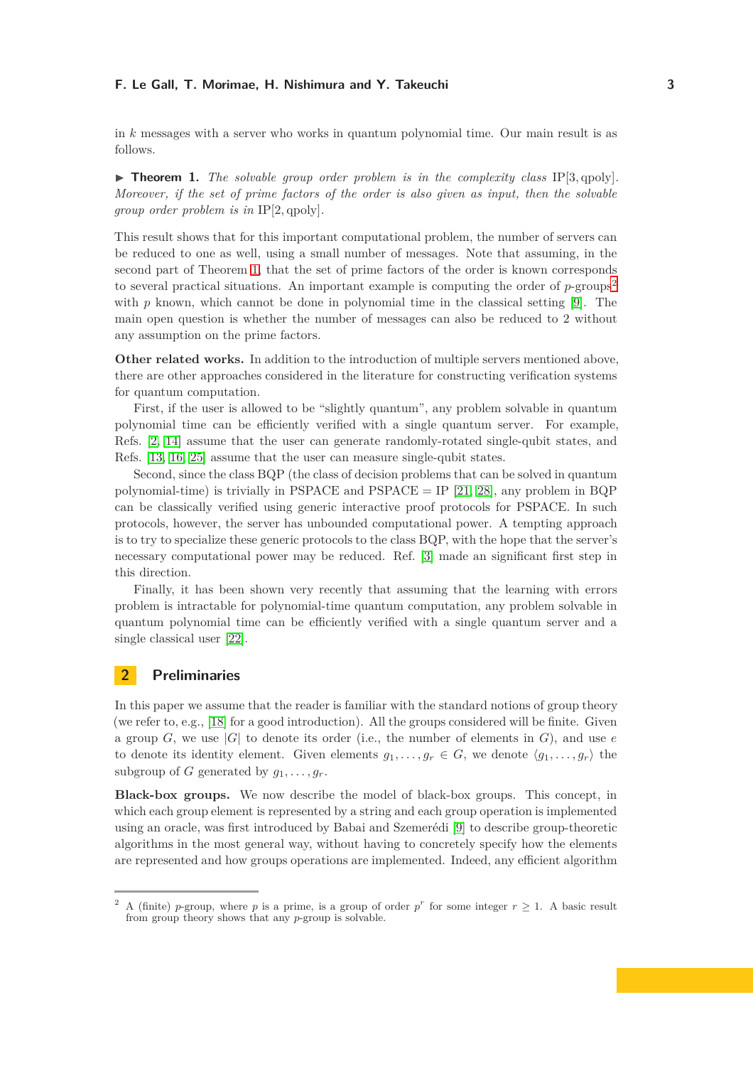in $k$ messages with a server who works in quantum polynomial time. Our main result is as follows.

▶ **Theorem 1.** *The solvable group order problem is in the complexity class* $\mathrm{IP}[3, \mathrm{qpoly}]$. *Moreover, if the set of prime factors of the order is also given as input, then the solvable group order problem is in* $\mathrm{IP}[2, \mathrm{qpoly}]$.

This result shows that for this important computational problem, the number of servers can be reduced to one as well, using a small number of messages. Note that assuming, in the second part of Theorem 1, that the set of prime factors of the order is known corresponds to several practical situations. An important example is computing the order of $p$-groups[2] with $p$ known, which cannot be done in polynomial time in the classical setting [9]. The main open question is whether the number of messages can also be reduced to 2 without any assumption on the prime factors.

**Other related works.** In addition to the introduction of multiple servers mentioned above, there are other approaches considered in the literature for constructing verification systems for quantum computation.

First, if the user is allowed to be "slightly quantum", any problem solvable in quantum polynomial time can be efficiently verified with a single quantum server. For example, Refs. [2, 14] assume that the user can generate randomly-rotated single-qubit states, and Refs. [13, 16, 25] assume that the user can measure single-qubit states.

Second, since the class BQP (the class of decision problems that can be solved in quantum polynomial-time) is trivially in PSPACE and PSPACE = IP [21, 28], any problem in BQP can be classically verified using generic interactive proof protocols for PSPACE. In such protocols, however, the server has unbounded computational power. A tempting approach is to try to specialize these generic protocols to the class BQP, with the hope that the server's necessary computational power may be reduced. Ref. [3] made an significant first step in this direction.

Finally, it has been shown very recently that assuming that the learning with errors problem is intractable for polynomial-time quantum computation, any problem solvable in quantum polynomial time can be efficiently verified with a single quantum server and a single classical user [22].

## 2 Preliminaries

In this paper we assume that the reader is familiar with the standard notions of group theory (we refer to, e.g., [18] for a good introduction). All the groups considered will be finite. Given a group $G$, we use $|G|$ to denote its order (i.e., the number of elements in $G$), and use $e$ to denote its identity element. Given elements $g_1, \ldots, g_r \in G$, we denote $\langle g_1, \ldots, g_r \rangle$ the subgroup of $G$ generated by $g_1, \ldots, g_r$.

**Black-box groups.** We now describe the model of black-box groups. This concept, in which each group element is represented by a string and each group operation is implemented using an oracle, was first introduced by Babai and Szemerédi [9] to describe group-theoretic algorithms in the most general way, without having to concretely specify how the elements are represented and how groups operations are implemented. Indeed, any efficient algorithm

[2] A (finite) $p$-group, where $p$ is a prime, is a group of order $p^r$ for some integer $r \geq 1$. A basic result from group theory shows that any $p$-group is solvable.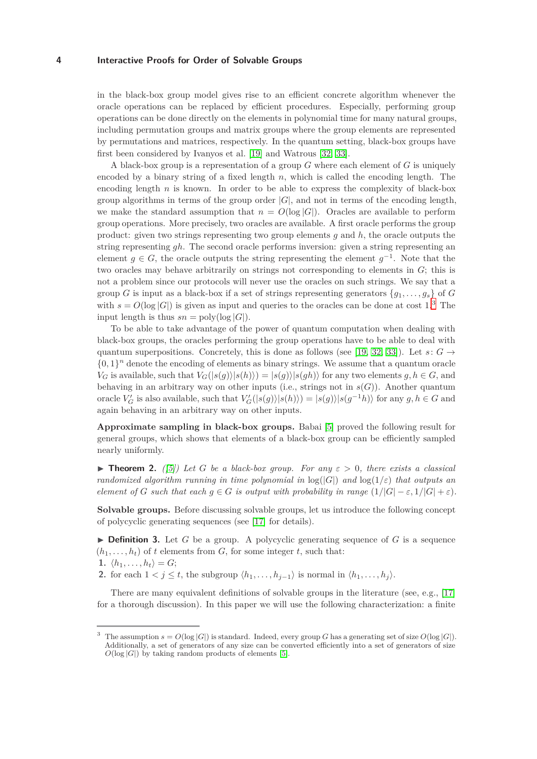in the black-box group model gives rise to an efficient concrete algorithm whenever the oracle operations can be replaced by efficient procedures. Especially, performing group operations can be done directly on the elements in polynomial time for many natural groups, including permutation groups and matrix groups where the group elements are represented by permutations and matrices, respectively. In the quantum setting, black-box groups have first been considered by Ivanyos et al. [19] and Watrous [32, 33].

A black-box group is a representation of a group $G$ where each element of $G$ is uniquely encoded by a binary string of a fixed length $n$, which is called the encoding length. The encoding length $n$ is known. In order to be able to express the complexity of black-box group algorithms in terms of the group order $|G|$, and not in terms of the encoding length, we make the standard assumption that $n = O(\log |G|)$. Oracles are available to perform group operations. More precisely, two oracles are available. A first oracle performs the group product: given two strings representing two group elements $g$ and $h$, the oracle outputs the string representing $gh$. The second oracle performs inversion: given a string representing an element $g \in G$, the oracle outputs the string representing the element $g^{-1}$. Note that the two oracles may behave arbitrarily on strings not corresponding to elements in $G$; this is not a problem since our protocols will never use the oracles on such strings. We say that a group $G$ is input as a black-box if a set of strings representing generators $\{g_1, \ldots, g_s\}$ of $G$ with $s = O(\log |G|)$ is given as input and queries to the oracles can be done at cost 1.[3] The input length is thus $sn = \mathrm{poly}(\log |G|)$.

To be able to take advantage of the power of quantum computation when dealing with black-box groups, the oracles performing the group operations have to be able to deal with quantum superpositions. Concretely, this is done as follows (see [19, 32, 33]). Let $s\colon G \to \{0,1\}^n$ denote the encoding of elements as binary strings. We assume that a quantum oracle $V_G$ is available, such that $V_G(|s(g)\rangle|s(h)\rangle) = |s(g)\rangle|s(gh)\rangle$ for any two elements $g, h \in G$, and behaving in an arbitrary way on other inputs (i.e., strings not in $s(G)$). Another quantum oracle $V'_G$ is also available, such that $V'_G(|s(g)\rangle|s(h)\rangle) = |s(g)\rangle|s(g^{-1}h)\rangle$ for any $g, h \in G$ and again behaving in an arbitrary way on other inputs.

**Approximate sampling in black-box groups.** Babai [5] proved the following result for general groups, which shows that elements of a black-box group can be efficiently sampled nearly uniformly.

▶ **Theorem 2.** *([5]) Let $G$ be a black-box group. For any $\varepsilon > 0$, there exists a classical randomized algorithm running in time polynomial in $\log(|G|)$ and $\log(1/\varepsilon)$ that outputs an element of $G$ such that each $g \in G$ is output with probability in range $(1/|G| - \varepsilon, 1/|G| + \varepsilon)$.*

**Solvable groups.** Before discussing solvable groups, let us introduce the following concept of polycyclic generating sequences (see [17] for details).

▶ **Definition 3.** Let $G$ be a group. A polycyclic generating sequence of $G$ is a sequence $(h_1, \ldots, h_t)$ of $t$ elements from $G$, for some integer $t$, such that:

1. $\langle h_1, \ldots, h_t\rangle = G$;
2. for each $1 < j \le t$, the subgroup $\langle h_1, \ldots, h_{j-1}\rangle$ is normal in $\langle h_1, \ldots, h_j\rangle$.

There are many equivalent definitions of solvable groups in the literature (see, e.g., [17] for a thorough discussion). In this paper we will use the following characterization: a finite

[3] The assumption $s = O(\log |G|)$ is standard. Indeed, every group $G$ has a generating set of size $O(\log |G|)$. Additionally, a set of generators of any size can be converted efficiently into a set of generators of size $O(\log |G|)$ by taking random products of elements [5].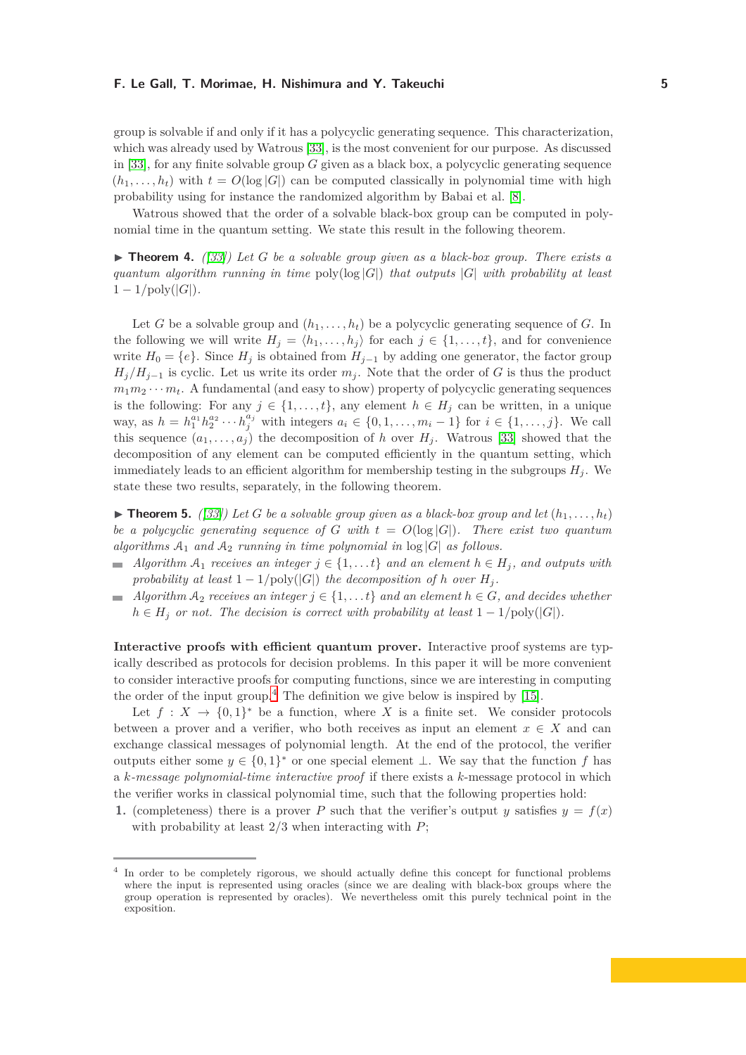group is solvable if and only if it has a polycyclic generating sequence. This characterization, which was already used by Watrous [33], is the most convenient for our purpose. As discussed in [33], for any finite solvable group $G$ given as a black box, a polycyclic generating sequence $(h_1,\ldots,h_t)$ with $t = O(\log|G|)$ can be computed classically in polynomial time with high probability using for instance the randomized algorithm by Babai et al. [8].

Watrous showed that the order of a solvable black-box group can be computed in polynomial time in the quantum setting. We state this result in the following theorem.

▶ **Theorem 4.** *([33]) Let $G$ be a solvable group given as a black-box group. There exists a quantum algorithm running in time $\mathrm{poly}(\log|G|)$ that outputs $|G|$ with probability at least $1-1/\mathrm{poly}(|G|)$.*

Let $G$ be a solvable group and $(h_1,\ldots,h_t)$ be a polycyclic generating sequence of $G$. In the following we will write $H_j = \langle h_1,\ldots,h_j\rangle$ for each $j\in\{1,\ldots,t\}$, and for convenience write $H_0=\{e\}$. Since $H_j$ is obtained from $H_{j-1}$ by adding one generator, the factor group $H_j/H_{j-1}$ is cyclic. Let us write its order $m_j$. Note that the order of $G$ is thus the product $m_1m_2\cdots m_t$. A fundamental (and easy to show) property of polycyclic generating sequences is the following: For any $j\in\{1,\ldots,t\}$, any element $h\in H_j$ can be written, in a unique way, as $h = h_1^{a_1}h_2^{a_2}\cdots h_j^{a_j}$ with integers $a_i\in\{0,1,\ldots,m_i-1\}$ for $i\in\{1,\ldots,j\}$. We call this sequence $(a_1,\ldots,a_j)$ the decomposition of $h$ over $H_j$. Watrous [33] showed that the decomposition of any element can be computed efficiently in the quantum setting, which immediately leads to an efficient algorithm for membership testing in the subgroups $H_j$. We state these two results, separately, in the following theorem.

▶ **Theorem 5.** *([33]) Let $G$ be a solvable group given as a black-box group and let $(h_1,\ldots,h_t)$ be a polycyclic generating sequence of $G$ with $t=O(\log|G|)$. There exist two quantum algorithms $\mathcal{A}_1$ and $\mathcal{A}_2$ running in time polynomial in $\log|G|$ as follows.*

- *Algorithm $\mathcal{A}_1$ receives an integer $j\in\{1,\ldots t\}$ and an element $h\in H_j$, and outputs with probability at least $1-1/\mathrm{poly}(|G|)$ the decomposition of $h$ over $H_j$.*
- *Algorithm $\mathcal{A}_2$ receives an integer $j\in\{1,\ldots t\}$ and an element $h\in G$, and decides whether $h\in H_j$ or not. The decision is correct with probability at least $1-1/\mathrm{poly}(|G|)$.*

**Interactive proofs with efficient quantum prover.** Interactive proof systems are typically described as protocols for decision problems. In this paper it will be more convenient to consider interactive proofs for computing functions, since we are interesting in computing the order of the input group.[4] The definition we give below is inspired by [15].

Let $f : X \to \{0,1\}^*$ be a function, where $X$ is a finite set. We consider protocols between a prover and a verifier, who both receives as input an element $x\in X$ and can exchange classical messages of polynomial length. At the end of the protocol, the verifier outputs either some $y\in\{0,1\}^*$ or one special element $\perp$. We say that the function $f$ has a *$k$-message polynomial-time interactive proof* if there exists a $k$-message protocol in which the verifier works in classical polynomial time, such that the following properties hold:

1. (completeness) there is a prover $P$ such that the verifier's output $y$ satisfies $y=f(x)$ with probability at least $2/3$ when interacting with $P$;

[4] In order to be completely rigorous, we should actually define this concept for functional problems where the input is represented using oracles (since we are dealing with black-box groups where the group operation is represented by oracles). We nevertheless omit this purely technical point in the exposition.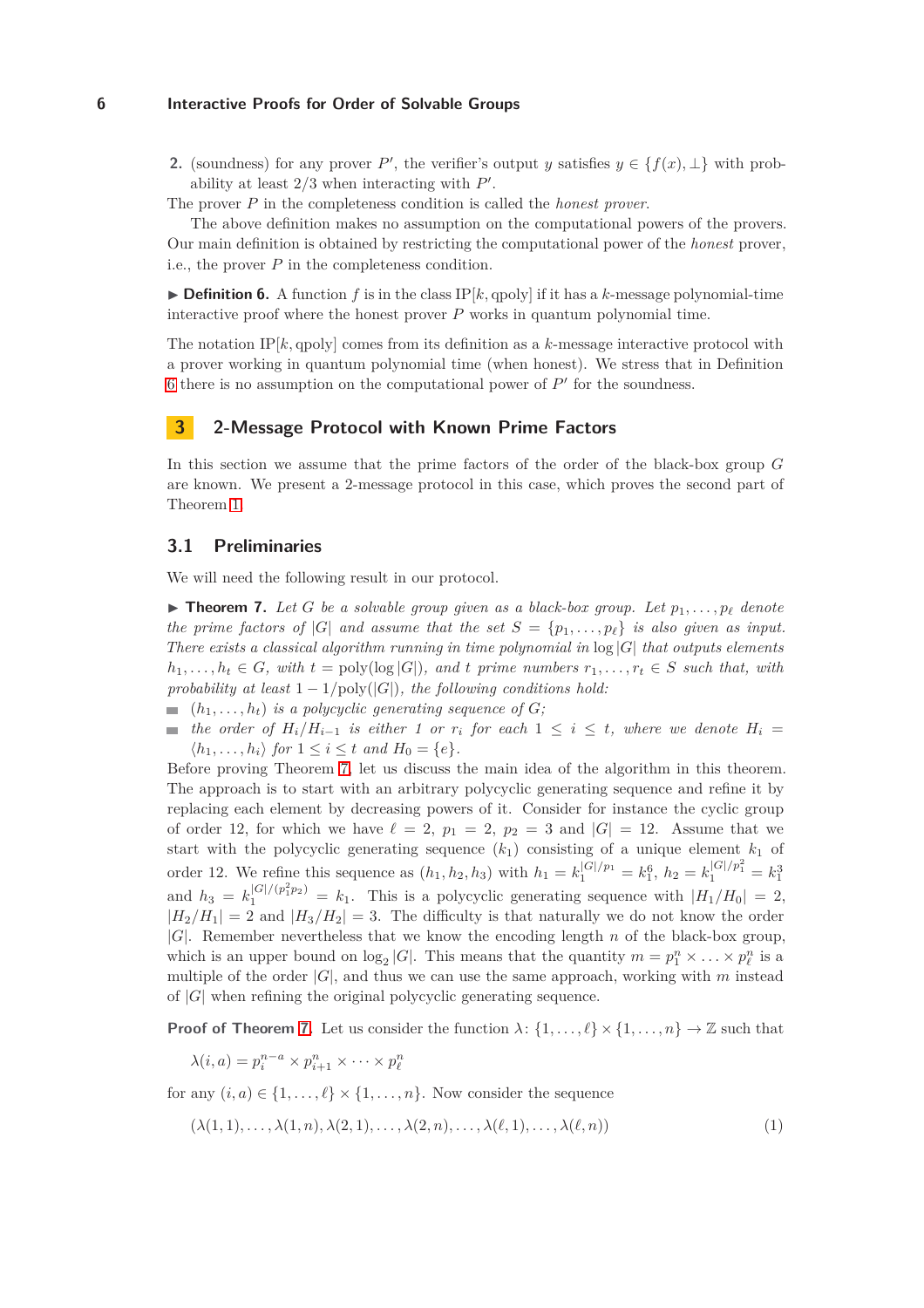2. (soundness) for any prover $P'$, the verifier's output $y$ satisfies $y \in \{f(x), \perp\}$ with probability at least $2/3$ when interacting with $P'$.

The prover $P$ in the completeness condition is called the *honest prover*.

The above definition makes no assumption on the computational powers of the provers. Our main definition is obtained by restricting the computational power of the *honest* prover, i.e., the prover $P$ in the completeness condition.

▶ **Definition 6.** A function $f$ is in the class $\mathrm{IP}[k, \mathrm{qpoly}]$ if it has a $k$-message polynomial-time interactive proof where the honest prover $P$ works in quantum polynomial time.

The notation $\mathrm{IP}[k, \mathrm{qpoly}]$ comes from its definition as a $k$-message interactive protocol with a prover working in quantum polynomial time (when honest). We stress that in Definition 6 there is no assumption on the computational power of $P'$ for the soundness.

## 3 2-Message Protocol with Known Prime Factors

In this section we assume that the prime factors of the order of the black-box group $G$ are known. We present a 2-message protocol in this case, which proves the second part of Theorem 1.

### 3.1 Preliminaries

We will need the following result in our protocol.

▶ **Theorem 7.** *Let $G$ be a solvable group given as a black-box group. Let $p_1, \ldots, p_\ell$ denote the prime factors of $|G|$ and assume that the set $S = \{p_1, \ldots, p_\ell\}$ is also given as input. There exists a classical algorithm running in time polynomial in $\log|G|$ that outputs elements $h_1, \ldots, h_t \in G$, with $t = \mathrm{poly}(\log|G|)$, and $t$ prime numbers $r_1, \ldots, r_t \in S$ such that, with probability at least $1 - 1/\mathrm{poly}(|G|)$, the following conditions hold:*

- *$(h_1, \ldots, h_t)$ is a polycyclic generating sequence of $G$;*
- *the order of $H_i/H_{i-1}$ is either 1 or $r_i$ for each $1 \leq i \leq t$, where we denote $H_i = \langle h_1, \ldots, h_i \rangle$ for $1 \leq i \leq t$ and $H_0 = \{e\}$.*

Before proving Theorem 7, let us discuss the main idea of the algorithm in this theorem. The approach is to start with an arbitrary polycyclic generating sequence and refine it by replacing each element by decreasing powers of it. Consider for instance the cyclic group of order 12, for which we have $\ell = 2$, $p_1 = 2$, $p_2 = 3$ and $|G| = 12$. Assume that we start with the polycyclic generating sequence $(k_1)$ consisting of a unique element $k_1$ of order 12. We refine this sequence as $(h_1, h_2, h_3)$ with $h_1 = k_1^{|G|/p_1} = k_1^6$, $h_2 = k_1^{|G|/p_1^2} = k_1^3$ and $h_3 = k_1^{|G|/(p_1^2 p_2)} = k_1$. This is a polycyclic generating sequence with $|H_1/H_0| = 2$, $|H_2/H_1| = 2$ and $|H_3/H_2| = 3$. The difficulty is that naturally we do not know the order $|G|$. Remember nevertheless that we know the encoding length $n$ of the black-box group, which is an upper bound on $\log_2|G|$. This means that the quantity $m = p_1^n \times \ldots \times p_\ell^n$ is a multiple of the order $|G|$, and thus we can use the same approach, working with $m$ instead of $|G|$ when refining the original polycyclic generating sequence.

**Proof of Theorem 7.** Let us consider the function $\lambda\colon \{1, \ldots, \ell\} \times \{1, \ldots, n\} \to \mathbb{Z}$ such that

$$\lambda(i, a) = p_i^{n-a} \times p_{i+1}^n \times \cdots \times p_\ell^n$$

for any $(i, a) \in \{1, \ldots, \ell\} \times \{1, \ldots, n\}$. Now consider the sequence

$$(\lambda(1, 1), \ldots, \lambda(1, n), \lambda(2, 1), \ldots, \lambda(2, n), \ldots, \lambda(\ell, 1), \ldots, \lambda(\ell, n)) \tag{1}$$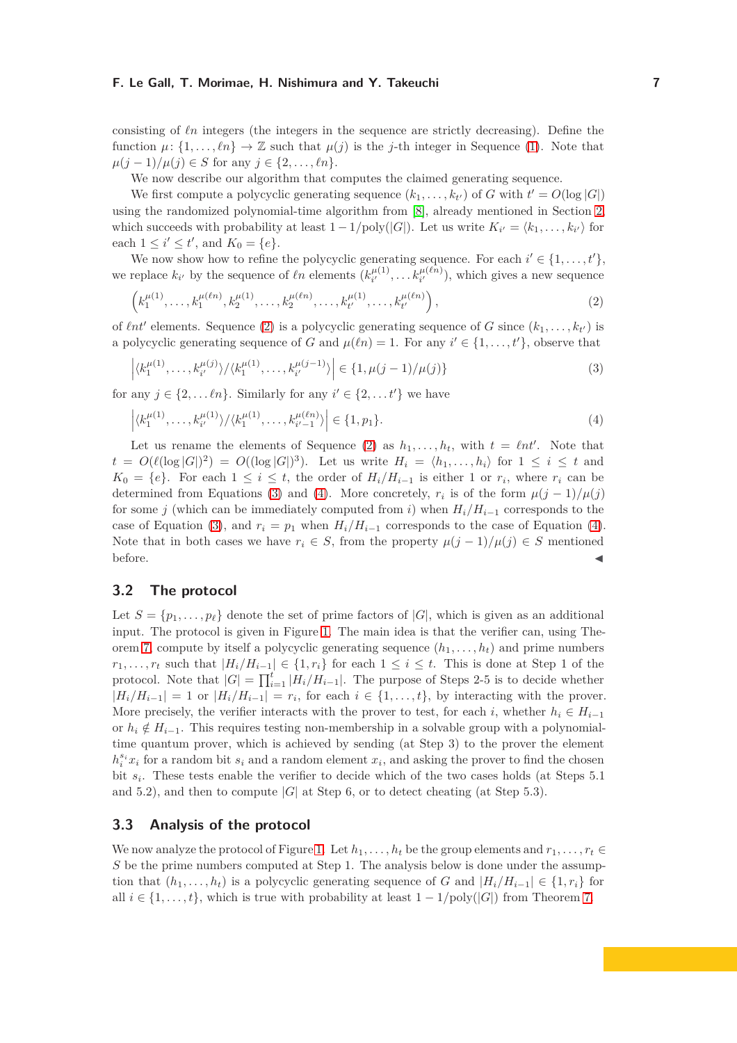consisting of $\ell n$ integers (the integers in the sequence are strictly decreasing). Define the function $\mu\colon \{1,\ldots,\ell n\} \to \mathbb{Z}$ such that $\mu(j)$ is the $j$-th integer in Sequence (1). Note that $\mu(j-1)/\mu(j) \in S$ for any $j \in \{2,\ldots,\ell n\}$.

We now describe our algorithm that computes the claimed generating sequence.

We first compute a polycyclic generating sequence $(k_1,\ldots,k_{t'})$ of $G$ with $t' = O(\log |G|)$ using the randomized polynomial-time algorithm from [8], already mentioned in Section 2, which succeeds with probability at least $1 - 1/\mathrm{poly}(|G|)$. Let us write $K_{i'} = \langle k_1,\ldots,k_{i'}\rangle$ for each $1 \le i' \le t'$, and $K_0 = \{e\}$.

We now show how to refine the polycyclic generating sequence. For each $i' \in \{1,\ldots,t'\}$, we replace $k_{i'}$ by the sequence of $\ell n$ elements $(k_{i'}^{\mu(1)},\ldots k_{i'}^{\mu(\ell n)})$, which gives a new sequence

$$\left(k_1^{\mu(1)},\ldots,k_1^{\mu(\ell n)},k_2^{\mu(1)},\ldots,k_2^{\mu(\ell n)},\ldots,k_{t'}^{\mu(1)},\ldots,k_{t'}^{\mu(\ell n)}\right), \tag{2}$$

of $\ell n t'$ elements. Sequence (2) is a polycyclic generating sequence of $G$ since $(k_1,\ldots,k_{t'})$ is a polycyclic generating sequence of $G$ and $\mu(\ell n) = 1$. For any $i' \in \{1,\ldots,t'\}$, observe that

$$\left|\langle k_1^{\mu(1)},\ldots,k_{i'}^{\mu(j)}\rangle / \langle k_1^{\mu(1)},\ldots,k_{i'}^{\mu(j-1)}\rangle\right| \in \{1, \mu(j-1)/\mu(j)\} \tag{3}$$

for any $j \in \{2,\ldots \ell n\}$. Similarly for any $i' \in \{2,\ldots t'\}$ we have

$$\left|\langle k_1^{\mu(1)},\ldots,k_{i'}^{\mu(1)}\rangle / \langle k_1^{\mu(1)},\ldots,k_{i'-1}^{\mu(\ell n)}\rangle\right| \in \{1, p_1\}. \tag{4}$$

Let us rename the elements of Sequence (2) as $h_1,\ldots,h_t$, with $t = \ell n t'$. Note that $t = O(\ell(\log|G|)^2) = O((\log|G|)^3)$. Let us write $H_i = \langle h_1,\ldots,h_i\rangle$ for $1 \le i \le t$ and $K_0 = \{e\}$. For each $1 \le i \le t$, the order of $H_i/H_{i-1}$ is either 1 or $r_i$, where $r_i$ can be determined from Equations (3) and (4). More concretely, $r_i$ is of the form $\mu(j-1)/\mu(j)$ for some $j$ (which can be immediately computed from $i$) when $H_i/H_{i-1}$ corresponds to the case of Equation (3), and $r_i = p_1$ when $H_i/H_{i-1}$ corresponds to the case of Equation (4). Note that in both cases we have $r_i \in S$, from the property $\mu(j-1)/\mu(j) \in S$ mentioned before. ◀

## 3.2 The protocol

Let $S = \{p_1,\ldots,p_\ell\}$ denote the set of prime factors of $|G|$, which is given as an additional input. The protocol is given in Figure 1. The main idea is that the verifier can, using Theorem 7, compute by itself a polycyclic generating sequence $(h_1,\ldots,h_t)$ and prime numbers $r_1,\ldots,r_t$ such that $|H_i/H_{i-1}| \in \{1,r_i\}$ for each $1 \le i \le t$. This is done at Step 1 of the protocol. Note that $|G| = \prod_{i=1}^{t} |H_i/H_{i-1}|$. The purpose of Steps 2-5 is to decide whether $|H_i/H_{i-1}| = 1$ or $|H_i/H_{i-1}| = r_i$, for each $i \in \{1,\ldots,t\}$, by interacting with the prover. More precisely, the verifier interacts with the prover to test, for each $i$, whether $h_i \in H_{i-1}$ or $h_i \notin H_{i-1}$. This requires testing non-membership in a solvable group with a polynomial-time quantum prover, which is achieved by sending (at Step 3) to the prover the element $h_i^{s_i}x_i$ for a random bit $s_i$ and a random element $x_i$, and asking the prover to find the chosen bit $s_i$. These tests enable the verifier to decide which of the two cases holds (at Steps 5.1 and 5.2), and then to compute $|G|$ at Step 6, or to detect cheating (at Step 5.3).

## 3.3 Analysis of the protocol

We now analyze the protocol of Figure 1. Let $h_1,\ldots,h_t$ be the group elements and $r_1,\ldots,r_t \in S$ be the prime numbers computed at Step 1. The analysis below is done under the assumption that $(h_1,\ldots,h_t)$ is a polycyclic generating sequence of $G$ and $|H_i/H_{i-1}| \in \{1,r_i\}$ for all $i \in \{1,\ldots,t\}$, which is true with probability at least $1 - 1/\mathrm{poly}(|G|)$ from Theorem 7.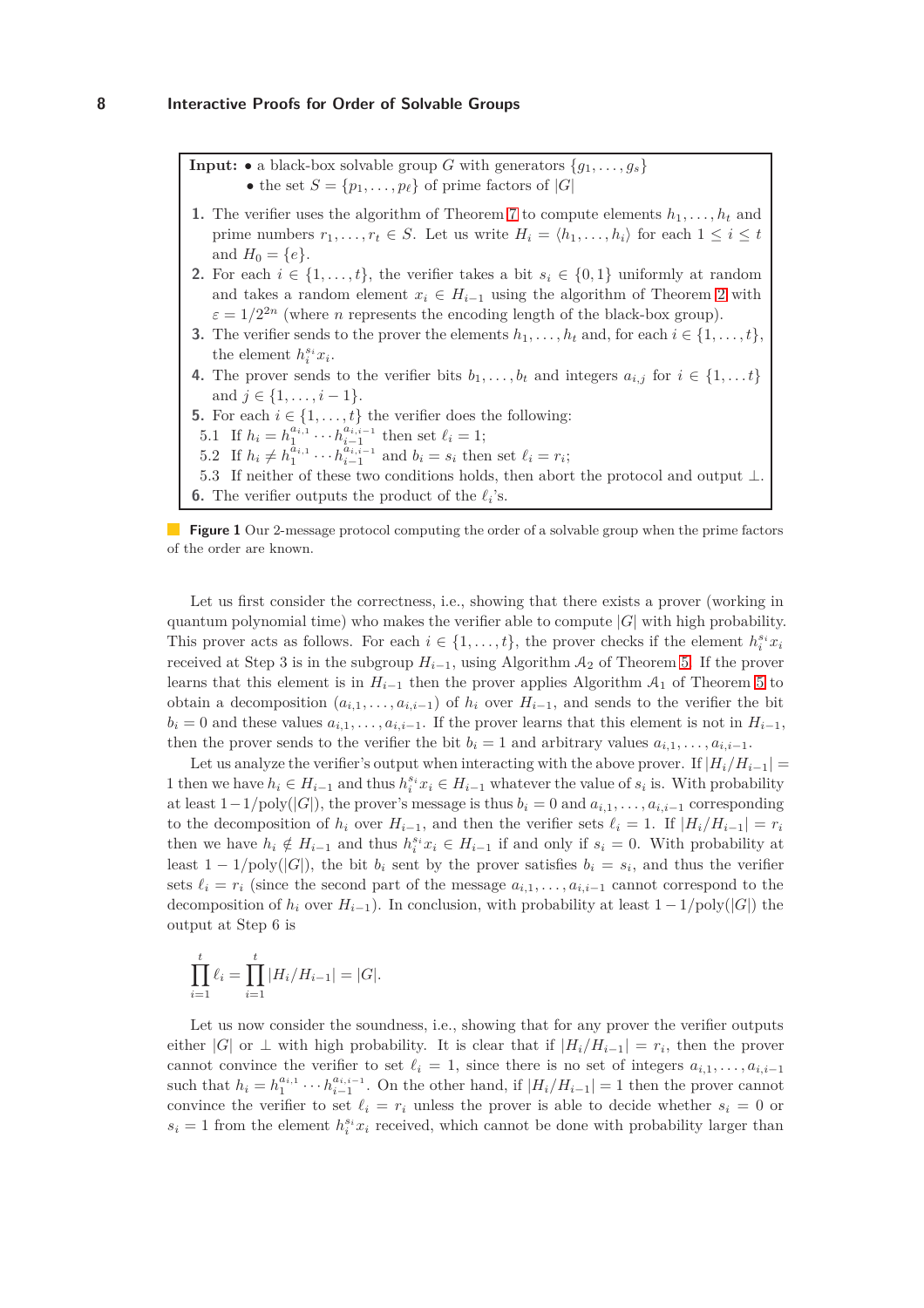**Input:** • a black-box solvable group $G$ with generators $\{g_1, \ldots, g_s\}$
• the set $S = \{p_1, \ldots, p_\ell\}$ of prime factors of $|G|$

1. The verifier uses the algorithm of Theorem 7 to compute elements $h_1, \ldots, h_t$ and prime numbers $r_1, \ldots, r_t \in S$. Let us write $H_i = \langle h_1, \ldots, h_i \rangle$ for each $1 \leq i \leq t$ and $H_0 = \{e\}$.
2. For each $i \in \{1, \ldots, t\}$, the verifier takes a bit $s_i \in \{0, 1\}$ uniformly at random and takes a random element $x_i \in H_{i-1}$ using the algorithm of Theorem 2 with $\varepsilon = 1/2^{2n}$ (where $n$ represents the encoding length of the black-box group).
3. The verifier sends to the prover the elements $h_1, \ldots, h_t$ and, for each $i \in \{1, \ldots, t\}$, the element $h_i^{s_i} x_i$.
4. The prover sends to the verifier bits $b_1, \ldots, b_t$ and integers $a_{i,j}$ for $i \in \{1, \ldots t\}$ and $j \in \{1, \ldots, i-1\}$.
5. For each $i \in \{1, \ldots, t\}$ the verifier does the following:
   5.1 If $h_i = h_1^{a_{i,1}} \cdots h_{i-1}^{a_{i,i-1}}$ then set $\ell_i = 1$;
   5.2 If $h_i \neq h_1^{a_{i,1}} \cdots h_{i-1}^{a_{i,i-1}}$ and $b_i = s_i$ then set $\ell_i = r_i$;
   5.3 If neither of these two conditions holds, then abort the protocol and output $\perp$.
6. The verifier outputs the product of the $\ell_i$'s.

**Figure 1** Our 2-message protocol computing the order of a solvable group when the prime factors of the order are known.

Let us first consider the correctness, i.e., showing that there exists a prover (working in quantum polynomial time) who makes the verifier able to compute $|G|$ with high probability. This prover acts as follows. For each $i \in \{1, \ldots, t\}$, the prover checks if the element $h_i^{s_i} x_i$ received at Step 3 is in the subgroup $H_{i-1}$, using Algorithm $\mathcal{A}_2$ of Theorem 5. If the prover learns that this element is in $H_{i-1}$ then the prover applies Algorithm $\mathcal{A}_1$ of Theorem 5 to obtain a decomposition $(a_{i,1}, \ldots, a_{i,i-1})$ of $h_i$ over $H_{i-1}$, and sends to the verifier the bit $b_i = 0$ and these values $a_{i,1}, \ldots, a_{i,i-1}$. If the prover learns that this element is not in $H_{i-1}$, then the prover sends to the verifier the bit $b_i = 1$ and arbitrary values $a_{i,1}, \ldots, a_{i,i-1}$.

Let us analyze the verifier's output when interacting with the above prover. If $|H_i/H_{i-1}| = 1$ then we have $h_i \in H_{i-1}$ and thus $h_i^{s_i} x_i \in H_{i-1}$ whatever the value of $s_i$ is. With probability at least $1 - 1/\mathrm{poly}(|G|)$, the prover's message is thus $b_i = 0$ and $a_{i,1}, \ldots, a_{i,i-1}$ corresponding to the decomposition of $h_i$ over $H_{i-1}$, and then the verifier sets $\ell_i = 1$. If $|H_i/H_{i-1}| = r_i$ then we have $h_i \notin H_{i-1}$ and thus $h_i^{s_i} x_i \in H_{i-1}$ if and only if $s_i = 0$. With probability at least $1 - 1/\mathrm{poly}(|G|)$, the bit $b_i$ sent by the prover satisfies $b_i = s_i$, and thus the verifier sets $\ell_i = r_i$ (since the second part of the message $a_{i,1}, \ldots, a_{i,i-1}$ cannot correspond to the decomposition of $h_i$ over $H_{i-1}$). In conclusion, with probability at least $1 - 1/\mathrm{poly}(|G|)$ the output at Step 6 is

$$\prod_{i=1}^{t} \ell_i = \prod_{i=1}^{t} |H_i/H_{i-1}| = |G|.$$

Let us now consider the soundness, i.e., showing that for any prover the verifier outputs either $|G|$ or $\perp$ with high probability. It is clear that if $|H_i/H_{i-1}| = r_i$, then the prover cannot convince the verifier to set $\ell_i = 1$, since there is no set of integers $a_{i,1}, \ldots, a_{i,i-1}$ such that $h_i = h_1^{a_{i,1}} \cdots h_{i-1}^{a_{i,i-1}}$. On the other hand, if $|H_i/H_{i-1}| = 1$ then the prover cannot convince the verifier to set $\ell_i = r_i$ unless the prover is able to decide whether $s_i = 0$ or $s_i = 1$ from the element $h_i^{s_i} x_i$ received, which cannot be done with probability larger than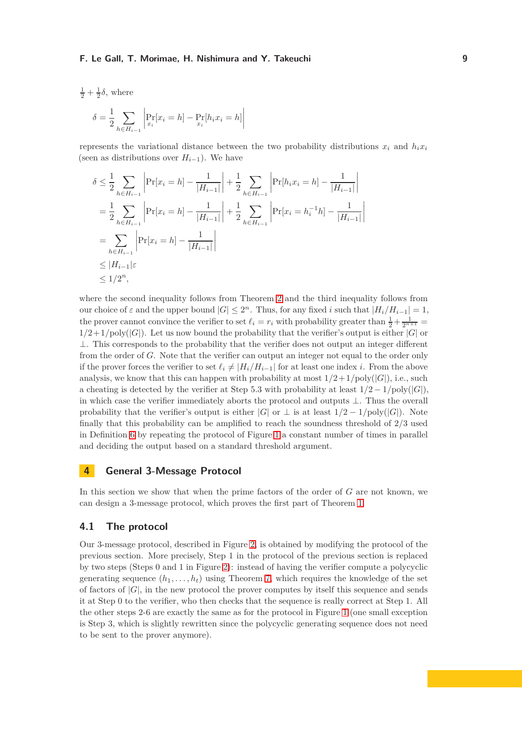$\frac{1}{2} + \frac{1}{2}\delta$, where

$$\delta = \frac{1}{2} \sum_{h \in H_{i-1}} \left| \Pr_{x_i}[x_i = h] - \Pr_{x_i}[h_i x_i = h] \right|$$

represents the variational distance between the two probability distributions $x_i$ and $h_i x_i$ (seen as distributions over $H_{i-1}$). We have

$$\begin{aligned}
\delta &\leq \frac{1}{2} \sum_{h \in H_{i-1}} \left| \Pr[x_i = h] - \frac{1}{|H_{i-1}|} \right| + \frac{1}{2} \sum_{h \in H_{i-1}} \left| \Pr[h_i x_i = h] - \frac{1}{|H_{i-1}|} \right| \\
&= \frac{1}{2} \sum_{h \in H_{i-1}} \left| \Pr[x_i = h] - \frac{1}{|H_{i-1}|} \right| + \frac{1}{2} \sum_{h \in H_{i-1}} \left| \Pr[x_i = h_i^{-1} h] - \frac{1}{|H_{i-1}|} \right| \\
&= \sum_{h \in H_{i-1}} \left| \Pr[x_i = h] - \frac{1}{|H_{i-1}|} \right| \\
&\leq |H_{i-1}| \varepsilon \\
&\leq 1/2^n,
\end{aligned}$$

where the second inequality follows from Theorem 2 and the third inequality follows from our choice of $\varepsilon$ and the upper bound $|G| \leq 2^n$. Thus, for any fixed $i$ such that $|H_i/H_{i-1}| = 1$, the prover cannot convince the verifier to set $\ell_i = r_i$ with probability greater than $\frac{1}{2} + \frac{1}{2^{n+1}} = 1/2 + 1/\mathrm{poly}(|G|)$. Let us now bound the probability that the verifier's output is either $|G|$ or $\perp$. This corresponds to the probability that the verifier does not output an integer different from the order of $G$. Note that the verifier can output an integer not equal to the order only if the prover forces the verifier to set $\ell_i \neq |H_i/H_{i-1}|$ for at least one index $i$. From the above analysis, we know that this can happen with probability at most $1/2 + 1/\mathrm{poly}(|G|)$, i.e., such a cheating is detected by the verifier at Step 5.3 with probability at least $1/2 - 1/\mathrm{poly}(|G|)$, in which case the verifier immediately aborts the protocol and outputs $\perp$. Thus the overall probability that the verifier's output is either $|G|$ or $\perp$ is at least $1/2 - 1/\mathrm{poly}(|G|)$. Note finally that this probability can be amplified to reach the soundness threshold of $2/3$ used in Definition 6 by repeating the protocol of Figure 1 a constant number of times in parallel and deciding the output based on a standard threshold argument.

## 4 General 3-Message Protocol

In this section we show that when the prime factors of the order of $G$ are not known, we can design a 3-message protocol, which proves the first part of Theorem 1.

### 4.1 The protocol

Our 3-message protocol, described in Figure 2, is obtained by modifying the protocol of the previous section. More precisely, Step 1 in the protocol of the previous section is replaced by two steps (Steps 0 and 1 in Figure 2): instead of having the verifier compute a polycyclic generating sequence $(h_1, \ldots, h_t)$ using Theorem 7, which requires the knowledge of the set of factors of $|G|$, in the new protocol the prover computes by itself this sequence and sends it at Step 0 to the verifier, who then checks that the sequence is really correct at Step 1. All the other steps 2-6 are exactly the same as for the protocol in Figure 1 (one small exception is Step 3, which is slightly rewritten since the polycyclic generating sequence does not need to be sent to the prover anymore).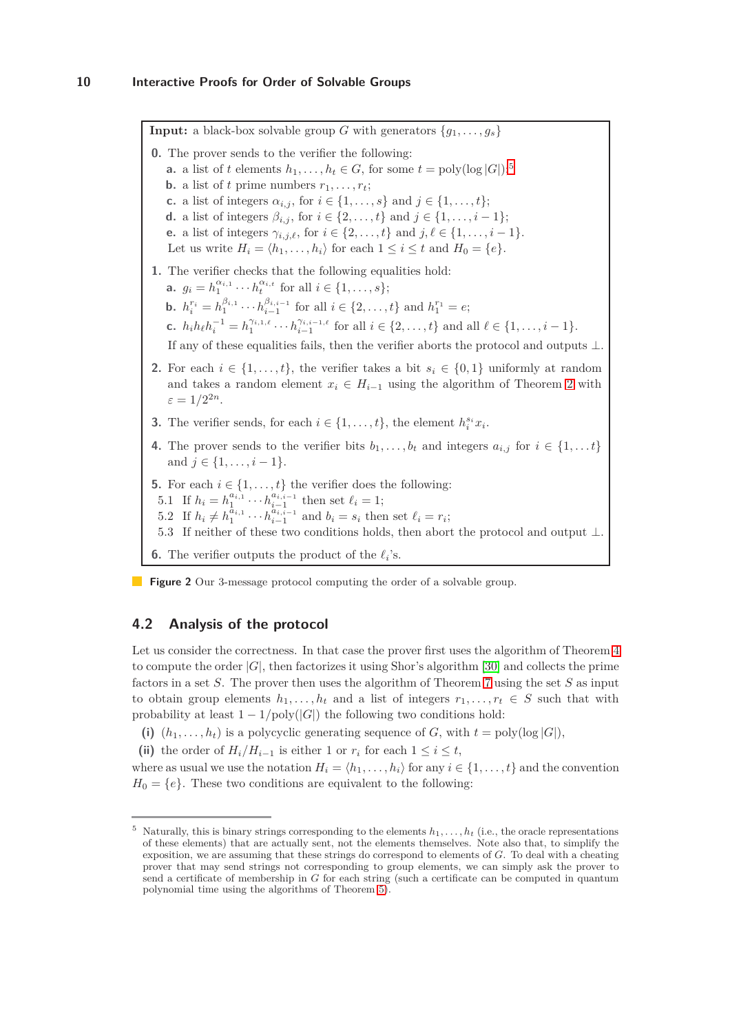**Input:** a black-box solvable group $G$ with generators $\{g_1, \ldots, g_s\}$

**0.** The prover sends to the verifier the following:

- **a.** a list of $t$ elements $h_1, \ldots, h_t \in G$, for some $t = \mathrm{poly}(\log |G|)$;[5]
- **b.** a list of $t$ prime numbers $r_1, \ldots, r_t$;
- **c.** a list of integers $\alpha_{i,j}$, for $i \in \{1, \ldots, s\}$ and $j \in \{1, \ldots, t\}$;
- **d.** a list of integers $\beta_{i,j}$, for $i \in \{2, \ldots, t\}$ and $j \in \{1, \ldots, i-1\}$;
- **e.** a list of integers $\gamma_{i,j,\ell}$, for $i \in \{2, \ldots, t\}$ and $j, \ell \in \{1, \ldots, i-1\}$.

Let us write $H_i = \langle h_1, \ldots, h_i \rangle$ for each $1 \leq i \leq t$ and $H_0 = \{e\}$.

**1.** The verifier checks that the following equalities hold:

- **a.** $g_i = h_1^{\alpha_{i,1}} \cdots h_t^{\alpha_{i,t}}$ for all $i \in \{1, \ldots, s\}$;
- **b.** $h_i^{r_i} = h_1^{\beta_{i,1}} \cdots h_{i-1}^{\beta_{i,i-1}}$ for all $i \in \{2, \ldots, t\}$ and $h_1^{r_1} = e$;
- **c.** $h_i h_\ell h_i^{-1} = h_1^{\gamma_{i,1,\ell}} \cdots h_{i-1}^{\gamma_{i,i-1,\ell}}$ for all $i \in \{2, \ldots, t\}$ and all $\ell \in \{1, \ldots, i-1\}$.

If any of these equalities fails, then the verifier aborts the protocol and outputs $\perp$.

**2.** For each $i \in \{1, \ldots, t\}$, the verifier takes a bit $s_i \in \{0,1\}$ uniformly at random and takes a random element $x_i \in H_{i-1}$ using the algorithm of Theorem 2 with $\varepsilon = 1/2^{2n}$.

**3.** The verifier sends, for each $i \in \{1, \ldots, t\}$, the element $h_i^{s_i} x_i$.

**4.** The prover sends to the verifier bits $b_1, \ldots, b_t$ and integers $a_{i,j}$ for $i \in \{1, \ldots t\}$ and $j \in \{1, \ldots, i-1\}$.

**5.** For each $i \in \{1, \ldots, t\}$ the verifier does the following:

- 5.1 If $h_i = h_1^{a_{i,1}} \cdots h_{i-1}^{a_{i,i-1}}$ then set $\ell_i = 1$;
- 5.2 If $h_i \neq h_1^{a_{i,1}} \cdots h_{i-1}^{a_{i,i-1}}$ and $b_i = s_i$ then set $\ell_i = r_i$;
- 5.3 If neither of these two conditions holds, then abort the protocol and output $\perp$.

**6.** The verifier outputs the product of the $\ell_i$'s.

**Figure 2** Our 3-message protocol computing the order of a solvable group.

## 4.2 Analysis of the protocol

Let us consider the correctness. In that case the prover first uses the algorithm of Theorem 4 to compute the order $|G|$, then factorizes it using Shor's algorithm [30] and collects the prime factors in a set $S$. The prover then uses the algorithm of Theorem 7 using the set $S$ as input to obtain group elements $h_1, \ldots, h_t$ and a list of integers $r_1, \ldots, r_t \in S$ such that with probability at least $1 - 1/\mathrm{poly}(|G|)$ the following two conditions hold:

**(i)** $(h_1, \ldots, h_t)$ is a polycyclic generating sequence of $G$, with $t = \mathrm{poly}(\log |G|)$,

**(ii)** the order of $H_i/H_{i-1}$ is either 1 or $r_i$ for each $1 \leq i \leq t$,

where as usual we use the notation $H_i = \langle h_1, \ldots, h_i \rangle$ for any $i \in \{1, \ldots, t\}$ and the convention $H_0 = \{e\}$. These two conditions are equivalent to the following:

[5] Naturally, this is binary strings corresponding to the elements $h_1, \ldots, h_t$ (i.e., the oracle representations of these elements) that are actually sent, not the elements themselves. Note also that, to simplify the exposition, we are assuming that these strings do correspond to elements of $G$. To deal with a cheating prover that may send strings not corresponding to group elements, we can simply ask the prover to send a certificate of membership in $G$ for each string (such a certificate can be computed in quantum polynomial time using the algorithms of Theorem 5).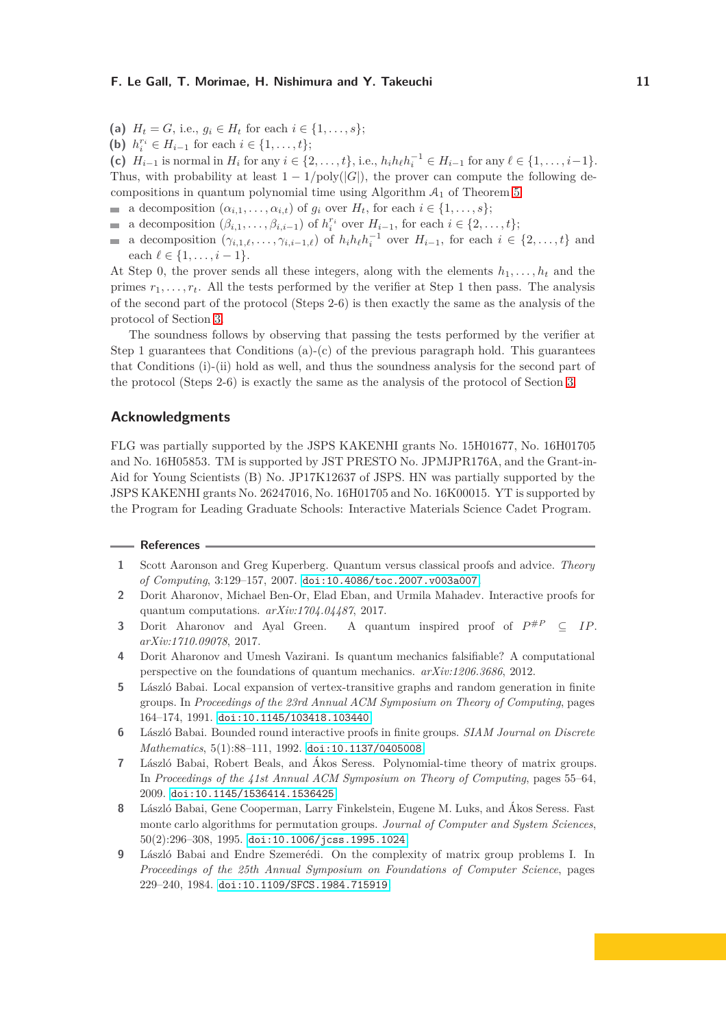**(a)** $H_t = G$, i.e., $g_i \in H_t$ for each $i \in \{1, \ldots, s\}$;
**(b)** $h_i^{r_i} \in H_{i-1}$ for each $i \in \{1, \ldots, t\}$;
**(c)** $H_{i-1}$ is normal in $H_i$ for any $i \in \{2, \ldots, t\}$, i.e., $h_i h_\ell h_i^{-1} \in H_{i-1}$ for any $\ell \in \{1, \ldots, i-1\}$.

Thus, with probability at least $1 - 1/\text{poly}(|G|)$, the prover can compute the following decompositions in quantum polynomial time using Algorithm $\mathcal{A}_1$ of Theorem 5:

- a decomposition $(\alpha_{i,1}, \ldots, \alpha_{i,t})$ of $g_i$ over $H_t$, for each $i \in \{1, \ldots, s\}$;
- a decomposition $(\beta_{i,1}, \ldots, \beta_{i,i-1})$ of $h_i^{r_i}$ over $H_{i-1}$, for each $i \in \{2, \ldots, t\}$;
- a decomposition $(\gamma_{i,1,\ell}, \ldots, \gamma_{i,i-1,\ell})$ of $h_i h_\ell h_i^{-1}$ over $H_{i-1}$, for each $i \in \{2, \ldots, t\}$ and each $\ell \in \{1, \ldots, i-1\}$.

At Step 0, the prover sends all these integers, along with the elements $h_1, \ldots, h_t$ and the primes $r_1, \ldots, r_t$. All the tests performed by the verifier at Step 1 then pass. The analysis of the second part of the protocol (Steps 2-6) is then exactly the same as the analysis of the protocol of Section 3.

The soundness follows by observing that passing the tests performed by the verifier at Step 1 guarantees that Conditions (a)-(c) of the previous paragraph hold. This guarantees that Conditions (i)-(ii) hold as well, and thus the soundness analysis for the second part of the protocol (Steps 2-6) is exactly the same as the analysis of the protocol of Section 3.

## Acknowledgments

FLG was partially supported by the JSPS KAKENHI grants No. 15H01677, No. 16H01705 and No. 16H05853. TM is supported by JST PRESTO No. JPMJPR176A, and the Grant-in-Aid for Young Scientists (B) No. JP17K12637 of JSPS. HN was partially supported by the JSPS KAKENHI grants No. 26247016, No. 16H01705 and No. 16K00015. YT is supported by the Program for Leading Graduate Schools: Interactive Materials Science Cadet Program.

## References

1. Scott Aaronson and Greg Kuperberg. Quantum versus classical proofs and advice. *Theory of Computing*, 3:129–157, 2007. doi:10.4086/toc.2007.v003a007.
2. Dorit Aharonov, Michael Ben-Or, Elad Eban, and Urmila Mahadev. Interactive proofs for quantum computations. *arXiv:1704.04487*, 2017.
3. Dorit Aharonov and Ayal Green. A quantum inspired proof of $P^{\#P} \subseteq IP$. *arXiv:1710.09078*, 2017.
4. Dorit Aharonov and Umesh Vazirani. Is quantum mechanics falsifiable? A computational perspective on the foundations of quantum mechanics. *arXiv:1206.3686*, 2012.
5. László Babai. Local expansion of vertex-transitive graphs and random generation in finite groups. In *Proceedings of the 23rd Annual ACM Symposium on Theory of Computing*, pages 164–174, 1991. doi:10.1145/103418.103440.
6. László Babai. Bounded round interactive proofs in finite groups. *SIAM Journal on Discrete Mathematics*, 5(1):88–111, 1992. doi:10.1137/0405008.
7. László Babai, Robert Beals, and Ákos Seress. Polynomial-time theory of matrix groups. In *Proceedings of the 41st Annual ACM Symposium on Theory of Computing*, pages 55–64, 2009. doi:10.1145/1536414.1536425.
8. László Babai, Gene Cooperman, Larry Finkelstein, Eugene M. Luks, and Ákos Seress. Fast monte carlo algorithms for permutation groups. *Journal of Computer and System Sciences*, 50(2):296–308, 1995. doi:10.1006/jcss.1995.1024.
9. László Babai and Endre Szemerédi. On the complexity of matrix group problems I. In *Proceedings of the 25th Annual Symposium on Foundations of Computer Science*, pages 229–240, 1984. doi:10.1109/SFCS.1984.715919.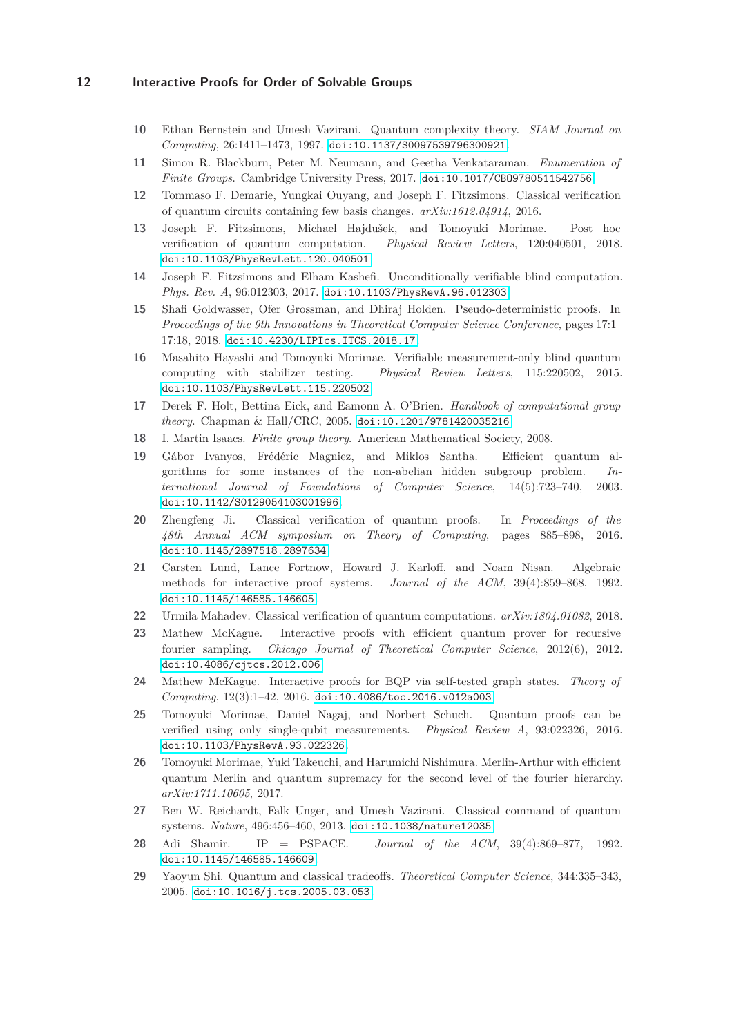**10** Ethan Bernstein and Umesh Vazirani. Quantum complexity theory. *SIAM Journal on Computing*, 26:1411–1473, 1997. doi:10.1137/S0097539796300921.

**11** Simon R. Blackburn, Peter M. Neumann, and Geetha Venkataraman. *Enumeration of Finite Groups*. Cambridge University Press, 2017. doi:10.1017/CBO9780511542756.

**12** Tommaso F. Demarie, Yungkai Ouyang, and Joseph F. Fitzsimons. Classical verification of quantum circuits containing few basis changes. *arXiv:1612.04914*, 2016.

**13** Joseph F. Fitzsimons, Michael Hajdušek, and Tomoyuki Morimae. Post hoc verification of quantum computation. *Physical Review Letters*, 120:040501, 2018. doi:10.1103/PhysRevLett.120.040501.

**14** Joseph F. Fitzsimons and Elham Kashefi. Unconditionally verifiable blind computation. *Phys. Rev. A*, 96:012303, 2017. doi:10.1103/PhysRevA.96.012303.

**15** Shafi Goldwasser, Ofer Grossman, and Dhiraj Holden. Pseudo-deterministic proofs. In *Proceedings of the 9th Innovations in Theoretical Computer Science Conference*, pages 17:1–17:18, 2018. doi:10.4230/LIPIcs.ITCS.2018.17.

**16** Masahito Hayashi and Tomoyuki Morimae. Verifiable measurement-only blind quantum computing with stabilizer testing. *Physical Review Letters*, 115:220502, 2015. doi:10.1103/PhysRevLett.115.220502.

**17** Derek F. Holt, Bettina Eick, and Eamonn A. O'Brien. *Handbook of computational group theory*. Chapman & Hall/CRC, 2005. doi:10.1201/9781420035216.

**18** I. Martin Isaacs. *Finite group theory*. American Mathematical Society, 2008.

**19** Gábor Ivanyos, Frédéric Magniez, and Miklos Santha. Efficient quantum algorithms for some instances of the non-abelian hidden subgroup problem. *International Journal of Foundations of Computer Science*, 14(5):723–740, 2003. doi:10.1142/S0129054103001996.

**20** Zhengfeng Ji. Classical verification of quantum proofs. In *Proceedings of the 48th Annual ACM symposium on Theory of Computing*, pages 885–898, 2016. doi:10.1145/2897518.2897634.

**21** Carsten Lund, Lance Fortnow, Howard J. Karloff, and Noam Nisan. Algebraic methods for interactive proof systems. *Journal of the ACM*, 39(4):859–868, 1992. doi:10.1145/146585.146605.

**22** Urmila Mahadev. Classical verification of quantum computations. *arXiv:1804.01082*, 2018.

**23** Mathew McKague. Interactive proofs with efficient quantum prover for recursive fourier sampling. *Chicago Journal of Theoretical Computer Science*, 2012(6), 2012. doi:10.4086/cjtcs.2012.006.

**24** Mathew McKague. Interactive proofs for BQP via self-tested graph states. *Theory of Computing*, 12(3):1–42, 2016. doi:10.4086/toc.2016.v012a003.

**25** Tomoyuki Morimae, Daniel Nagaj, and Norbert Schuch. Quantum proofs can be verified using only single-qubit measurements. *Physical Review A*, 93:022326, 2016. doi:10.1103/PhysRevA.93.022326.

**26** Tomoyuki Morimae, Yuki Takeuchi, and Harumichi Nishimura. Merlin-Arthur with efficient quantum Merlin and quantum supremacy for the second level of the fourier hierarchy. *arXiv:1711.10605*, 2017.

**27** Ben W. Reichardt, Falk Unger, and Umesh Vazirani. Classical command of quantum systems. *Nature*, 496:456–460, 2013. doi:10.1038/nature12035.

**28** Adi Shamir. IP = PSPACE. *Journal of the ACM*, 39(4):869–877, 1992. doi:10.1145/146585.146609.

**29** Yaoyun Shi. Quantum and classical tradeoffs. *Theoretical Computer Science*, 344:335–343, 2005. doi:10.1016/j.tcs.2005.03.053.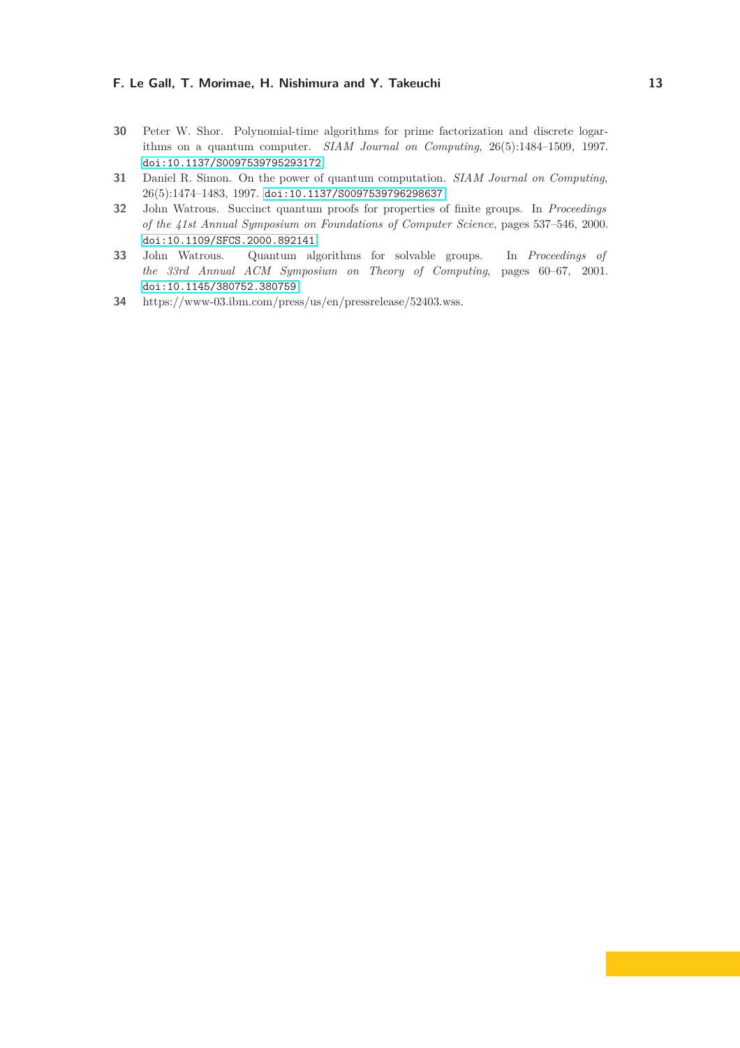30 Peter W. Shor. Polynomial-time algorithms for prime factorization and discrete logarithms on a quantum computer. *SIAM Journal on Computing*, 26(5):1484–1509, 1997. doi:10.1137/S0097539795293172.

31 Daniel R. Simon. On the power of quantum computation. *SIAM Journal on Computing*, 26(5):1474–1483, 1997. doi:10.1137/S0097539796298637.

32 John Watrous. Succinct quantum proofs for properties of finite groups. In *Proceedings of the 41st Annual Symposium on Foundations of Computer Science*, pages 537–546, 2000. doi:10.1109/SFCS.2000.892141.

33 John Watrous. Quantum algorithms for solvable groups. In *Proceedings of the 33rd Annual ACM Symposium on Theory of Computing*, pages 60–67, 2001. doi:10.1145/380752.380759.

34 https://www-03.ibm.com/press/us/en/pressrelease/52403.wss.